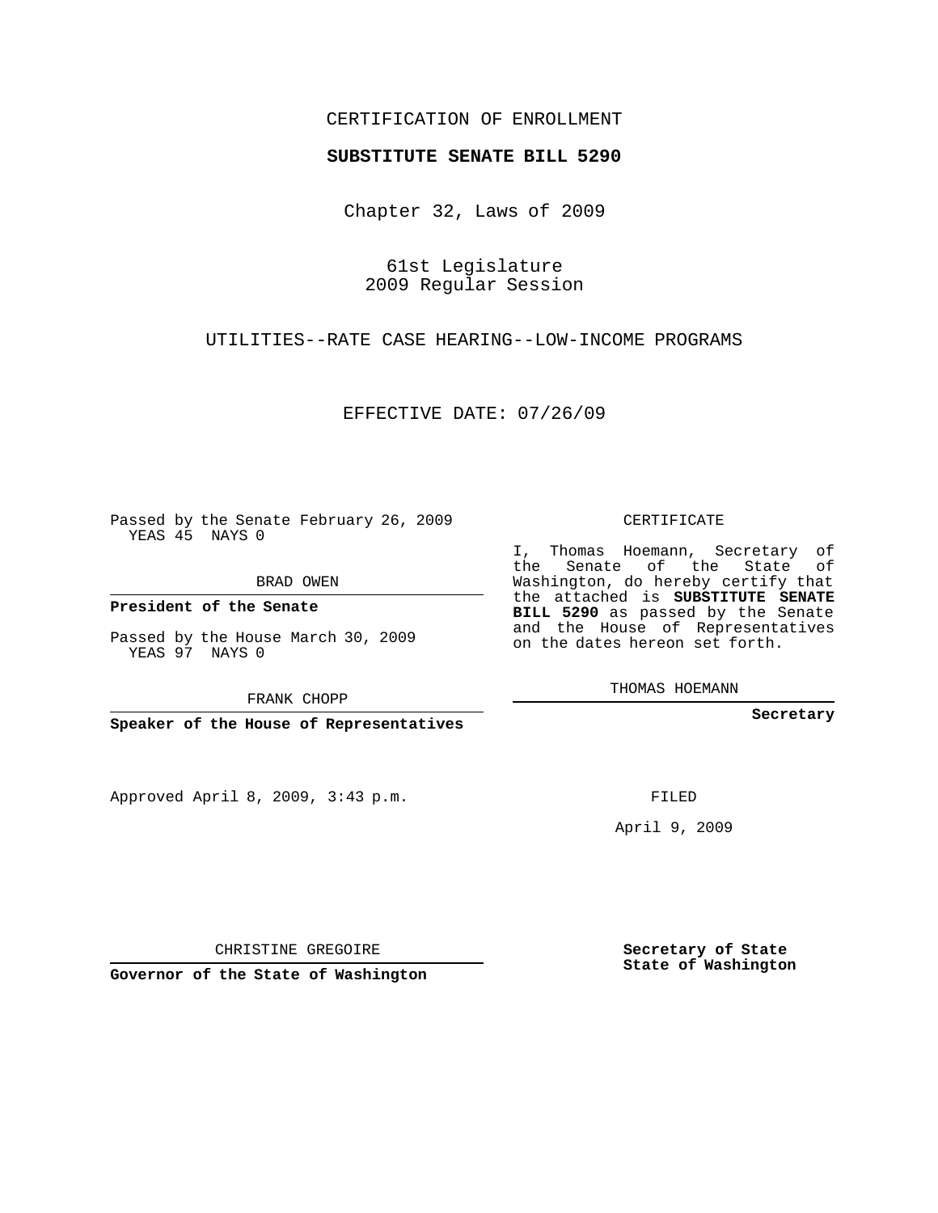CERTIFICATION OF ENROLLMENT

**SUBSTITUTE SENATE BILL 5290**

Chapter 32, Laws of 2009

61st Legislature
2009 Regular Session

UTILITIES--RATE CASE HEARING--LOW-INCOME PROGRAMS

EFFECTIVE DATE: 07/26/09

Passed by the Senate February 26, 2009
YEAS 45 NAYS 0

BRAD OWEN

**President of the Senate**

Passed by the House March 30, 2009
YEAS 97 NAYS 0

FRANK CHOPP

**Speaker of the House of Representatives**

Approved April 8, 2009, 3:43 p.m.

CHRISTINE GREGOIRE

**Governor of the State of Washington**

CERTIFICATE

I, Thomas Hoemann, Secretary of the Senate of the State of Washington, do hereby certify that the attached is **SUBSTITUTE SENATE BILL 5290** as passed by the Senate and the House of Representatives on the dates hereon set forth.

THOMAS HOEMANN

**Secretary**

FILED

April 9, 2009

**Secretary of State**
**State of Washington**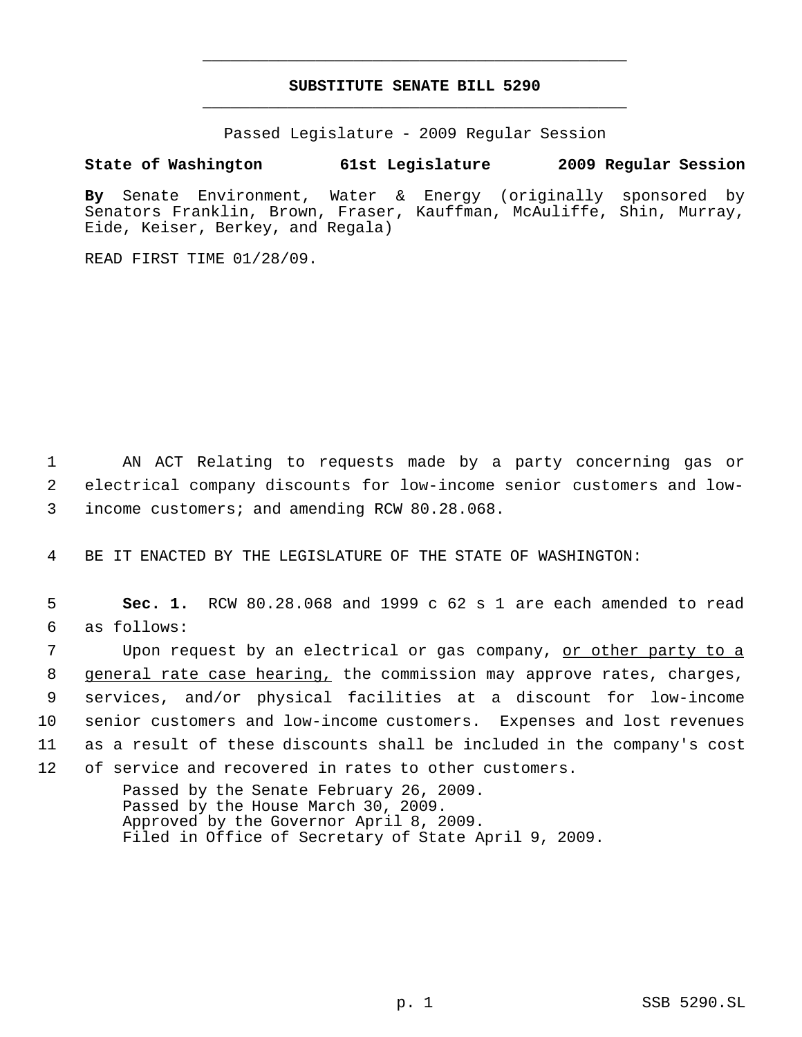# SUBSTITUTE SENATE BILL 5290

Passed Legislature - 2009 Regular Session

**State of Washington 61st Legislature 2009 Regular Session**

**By** Senate Environment, Water & Energy (originally sponsored by Senators Franklin, Brown, Fraser, Kauffman, McAuliffe, Shin, Murray, Eide, Keiser, Berkey, and Regala)

READ FIRST TIME 01/28/09.

AN ACT Relating to requests made by a party concerning gas or electrical company discounts for low-income senior customers and low-income customers; and amending RCW 80.28.068.

BE IT ENACTED BY THE LEGISLATURE OF THE STATE OF WASHINGTON:

**Sec. 1.** RCW 80.28.068 and 1999 c 62 s 1 are each amended to read as follows:

Upon request by an electrical or gas company, <u>or other party to a general rate case hearing,</u> the commission may approve rates, charges, services, and/or physical facilities at a discount for low-income senior customers and low-income customers. Expenses and lost revenues as a result of these discounts shall be included in the company's cost of service and recovered in rates to other customers.

Passed by the Senate February 26, 2009.
Passed by the House March 30, 2009.
Approved by the Governor April 8, 2009.
Filed in Office of Secretary of State April 9, 2009.